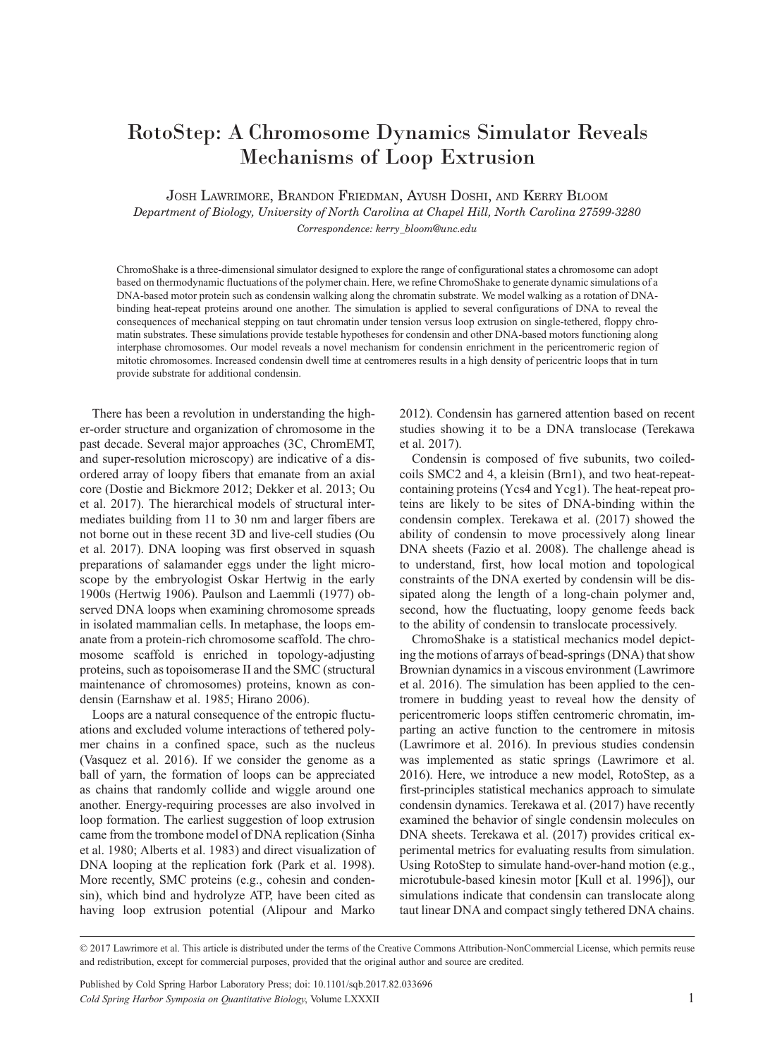# RotoStep: A Chromosome Dynamics Simulator Reveals Mechanisms of Loop Extrusion

JOSH LAWRIMORE, BRANDON FRIEDMAN, AYUSH DOSHI, AND KERRY BLOOM

*Department of Biology, University of North Carolina at Chapel Hill, North Carolina 27599-3280*

*Correspondence: kerry_bloom@unc.edu*

ChromoShake is a three-dimensional simulator designed to explore the range of configurational states a chromosome can adopt based on thermodynamic fluctuations of the polymer chain. Here, we refine ChromoShake to generate dynamic simulations of a DNA-based motor protein such as condensin walking along the chromatin substrate. We model walking as a rotation of DNA-binding heat-repeat proteins around one another. The simulation is applied to several configurations of DNA to reveal the consequences of mechanical stepping on taut chromatin under tension versus loop extrusion on single-tethered, floppy chromatin substrates. These simulations provide testable hypotheses for condensin and other DNA-based motors functioning along interphase chromosomes. Our model reveals a novel mechanism for condensin enrichment in the pericentromeric region of mitotic chromosomes. Increased condensin dwell time at centromeres results in a high density of pericentric loops that in turn provide substrate for additional condensin.

There has been a revolution in understanding the higher-order structure and organization of chromosome in the past decade. Several major approaches (3C, ChromEMT, and super-resolution microscopy) are indicative of a disordered array of loopy fibers that emanate from an axial core (Dostie and Bickmore 2012; Dekker et al. 2013; Ou et al. 2017). The hierarchical models of structural intermediates building from 11 to 30 nm and larger fibers are not borne out in these recent 3D and live-cell studies (Ou et al. 2017). DNA looping was first observed in squash preparations of salamander eggs under the light microscope by the embryologist Oskar Hertwig in the early 1900s (Hertwig 1906). Paulson and Laemmli (1977) observed DNA loops when examining chromosome spreads in isolated mammalian cells. In metaphase, the loops emanate from a protein-rich chromosome scaffold. The chromosome scaffold is enriched in topology-adjusting proteins, such as topoisomerase II and the SMC (structural maintenance of chromosomes) proteins, known as condensin (Earnshaw et al. 1985; Hirano 2006).

Loops are a natural consequence of the entropic fluctuations and excluded volume interactions of tethered polymer chains in a confined space, such as the nucleus (Vasquez et al. 2016). If we consider the genome as a ball of yarn, the formation of loops can be appreciated as chains that randomly collide and wiggle around one another. Energy-requiring processes are also involved in loop formation. The earliest suggestion of loop extrusion came from the trombone model of DNA replication (Sinha et al. 1980; Alberts et al. 1983) and direct visualization of DNA looping at the replication fork (Park et al. 1998). More recently, SMC proteins (e.g., cohesin and condensin), which bind and hydrolyze ATP, have been cited as having loop extrusion potential (Alipour and Marko 2012). Condensin has garnered attention based on recent studies showing it to be a DNA translocase (Terekawa et al. 2017).

Condensin is composed of five subunits, two coiled-coils SMC2 and 4, a kleisin (Brn1), and two heat-repeat-containing proteins (Ycs4 and Ycg1). The heat-repeat proteins are likely to be sites of DNA-binding within the condensin complex. Terekawa et al. (2017) showed the ability of condensin to move processively along linear DNA sheets (Fazio et al. 2008). The challenge ahead is to understand, first, how local motion and topological constraints of the DNA exerted by condensin will be dissipated along the length of a long-chain polymer and, second, how the fluctuating, loopy genome feeds back to the ability of condensin to translocate processively.

ChromoShake is a statistical mechanics model depicting the motions of arrays of bead-springs (DNA) that show Brownian dynamics in a viscous environment (Lawrimore et al. 2016). The simulation has been applied to the centromere in budding yeast to reveal how the density of pericentromeric loops stiffen centromeric chromatin, imparting an active function to the centromere in mitosis (Lawrimore et al. 2016). In previous studies condensin was implemented as static springs (Lawrimore et al. 2016). Here, we introduce a new model, RotoStep, as a first-principles statistical mechanics approach to simulate condensin dynamics. Terekawa et al. (2017) have recently examined the behavior of single condensin molecules on DNA sheets. Terekawa et al. (2017) provides critical experimental metrics for evaluating results from simulation. Using RotoStep to simulate hand-over-hand motion (e.g., microtubule-based kinesin motor [Kull et al. 1996]), our simulations indicate that condensin can translocate along taut linear DNA and compact singly tethered DNA chains.

© 2017 Lawrimore et al. This article is distributed under the terms of the Creative Commons Attribution-NonCommercial License, which permits reuse and redistribution, except for commercial purposes, provided that the original author and source are credited.

Published by Cold Spring Harbor Laboratory Press; doi: 10.1101/sqb.2017.82.033696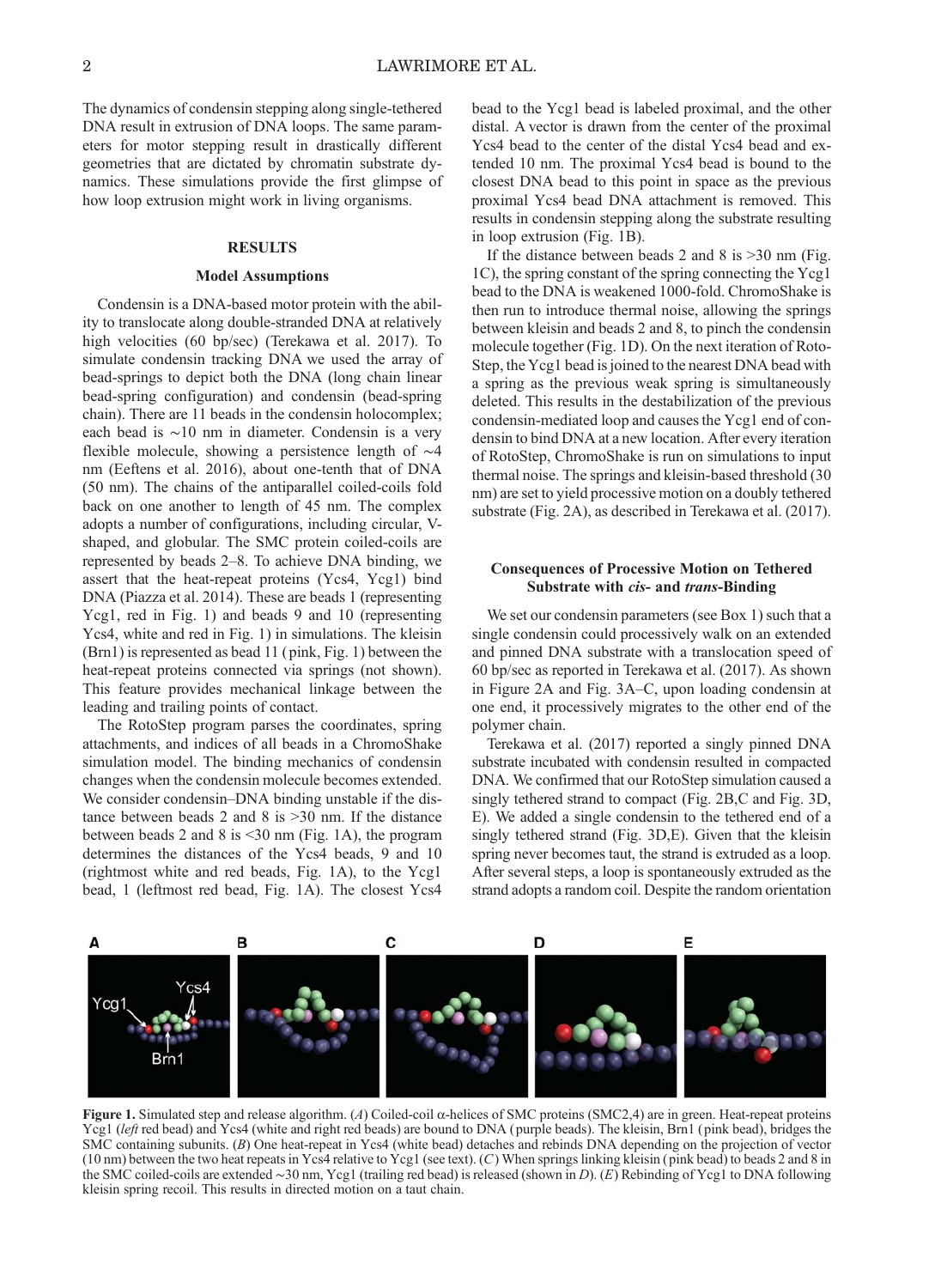The dynamics of condensin stepping along single-tethered DNA result in extrusion of DNA loops. The same parameters for motor stepping result in drastically different geometries that are dictated by chromatin substrate dynamics. These simulations provide the first glimpse of how loop extrusion might work in living organisms.

## RESULTS

### Model Assumptions

Condensin is a DNA-based motor protein with the ability to translocate along double-stranded DNA at relatively high velocities (60 bp/sec) (Terekawa et al. 2017). To simulate condensin tracking DNA we used the array of bead-springs to depict both the DNA (long chain linear bead-spring configuration) and condensin (bead-spring chain). There are 11 beads in the condensin holocomplex; each bead is ∼10 nm in diameter. Condensin is a very flexible molecule, showing a persistence length of ∼4 nm (Eeftens et al. 2016), about one-tenth that of DNA (50 nm). The chains of the antiparallel coiled-coils fold back on one another to length of 45 nm. The complex adopts a number of configurations, including circular, V-shaped, and globular. The SMC protein coiled-coils are represented by beads 2–8. To achieve DNA binding, we assert that the heat-repeat proteins (Ycs4, Ycg1) bind DNA (Piazza et al. 2014). These are beads 1 (representing Ycg1, red in Fig. 1) and beads 9 and 10 (representing Ycs4, white and red in Fig. 1) in simulations. The kleisin (Brn1) is represented as bead 11 (pink, Fig. 1) between the heat-repeat proteins connected via springs (not shown). This feature provides mechanical linkage between the leading and trailing points of contact.

The RotoStep program parses the coordinates, spring attachments, and indices of all beads in a ChromoShake simulation model. The binding mechanics of condensin changes when the condensin molecule becomes extended. We consider condensin–DNA binding unstable if the distance between beads 2 and 8 is >30 nm. If the distance between beads 2 and 8 is <30 nm (Fig. 1A), the program determines the distances of the Ycs4 beads, 9 and 10 (rightmost white and red beads, Fig. 1A), to the Ycg1 bead, 1 (leftmost red bead, Fig. 1A). The closest Ycs4 bead to the Ycg1 bead is labeled proximal, and the other distal. A vector is drawn from the center of the proximal Ycs4 bead to the center of the distal Ycs4 bead and extended 10 nm. The proximal Ycs4 bead is bound to the closest DNA bead to this point in space as the previous proximal Ycs4 bead DNA attachment is removed. This results in condensin stepping along the substrate resulting in loop extrusion (Fig. 1B).

If the distance between beads 2 and 8 is >30 nm (Fig. 1C), the spring constant of the spring connecting the Ycg1 bead to the DNA is weakened 1000-fold. ChromoShake is then run to introduce thermal noise, allowing the springs between kleisin and beads 2 and 8, to pinch the condensin molecule together (Fig. 1D). On the next iteration of RotoStep, the Ycg1 bead is joined to the nearest DNA bead with a spring as the previous weak spring is simultaneously deleted. This results in the destabilization of the previous condensin-mediated loop and causes the Ycg1 end of condensin to bind DNA at a new location. After every iteration of RotoStep, ChromoShake is run on simulations to input thermal noise. The springs and kleisin-based threshold (30 nm) are set to yield processive motion on a doubly tethered substrate (Fig. 2A), as described in Terekawa et al. (2017).

### Consequences of Processive Motion on Tethered Substrate with *cis*- and *trans*-Binding

We set our condensin parameters (see Box 1) such that a single condensin could processively walk on an extended and pinned DNA substrate with a translocation speed of 60 bp/sec as reported in Terekawa et al. (2017). As shown in Figure 2A and Fig. 3A–C, upon loading condensin at one end, it processively migrates to the other end of the polymer chain.

Terekawa et al. (2017) reported a singly pinned DNA substrate incubated with condensin resulted in compacted DNA. We confirmed that our RotoStep simulation caused a singly tethered strand to compact (Fig. 2B,C and Fig. 3D, E). We added a single condensin to the tethered end of a singly tethered strand (Fig. 3D,E). Given that the kleisin spring never becomes taut, the strand is extruded as a loop. After several steps, a loop is spontaneously extruded as the strand adopts a random coil. Despite the random orientation

**Figure 1.** Simulated step and release algorithm. (*A*) Coiled-coil α-helices of SMC proteins (SMC2,4) are in green. Heat-repeat proteins Ycg1 (*left* red bead) and Ycs4 (white and right red beads) are bound to DNA (purple beads). The kleisin, Brn1 (pink bead), bridges the SMC containing subunits. (*B*) One heat-repeat in Ycs4 (white bead) detaches and rebinds DNA depending on the projection of vector (10 nm) between the two heat repeats in Ycs4 relative to Ycg1 (see text). (*C*) When springs linking kleisin (pink bead) to beads 2 and 8 in the SMC coiled-coils are extended ∼30 nm, Ycg1 (trailing red bead) is released (shown in *D*). (*E*) Rebinding of Ycg1 to DNA following kleisin spring recoil. This results in directed motion on a taut chain.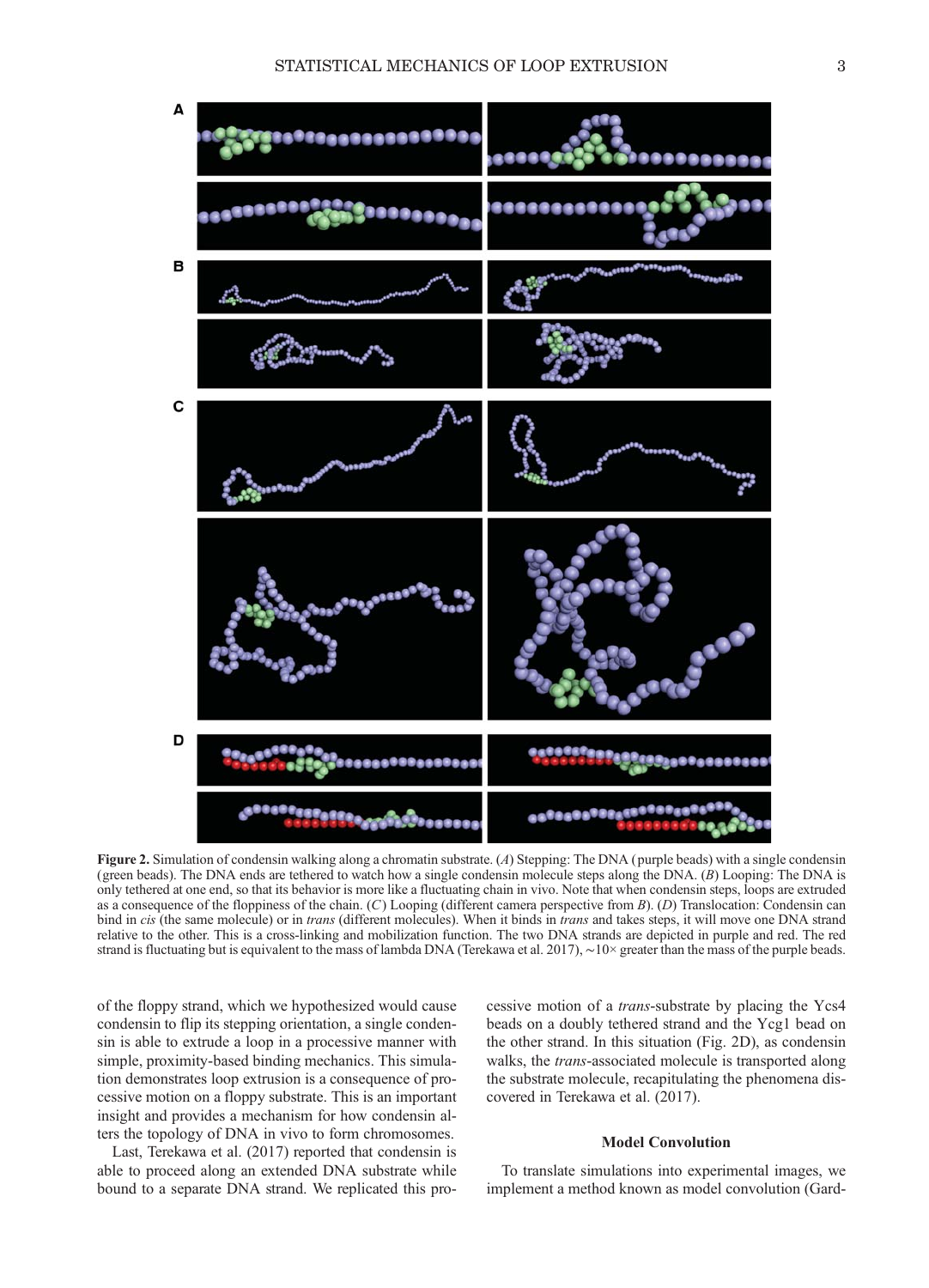**Figure 2.** Simulation of condensin walking along a chromatin substrate. (*A*) Stepping: The DNA (purple beads) with a single condensin (green beads). The DNA ends are tethered to watch how a single condensin molecule steps along the DNA. (*B*) Looping: The DNA is only tethered at one end, so that its behavior is more like a fluctuating chain in vivo. Note that when condensin steps, loops are extruded as a consequence of the floppiness of the chain. (*C*) Looping (different camera perspective from *B*). (*D*) Translocation: Condensin can bind in *cis* (the same molecule) or in *trans* (different molecules). When it binds in *trans* and takes steps, it will move one DNA strand relative to the other. This is a cross-linking and mobilization function. The two DNA strands are depicted in purple and red. The red strand is fluctuating but is equivalent to the mass of lambda DNA (Terekawa et al. 2017), ~10× greater than the mass of the purple beads.

of the floppy strand, which we hypothesized would cause condensin to flip its stepping orientation, a single condensin is able to extrude a loop in a processive manner with simple, proximity-based binding mechanics. This simulation demonstrates loop extrusion is a consequence of processive motion on a floppy substrate. This is an important insight and provides a mechanism for how condensin alters the topology of DNA in vivo to form chromosomes.

Last, Terekawa et al. (2017) reported that condensin is able to proceed along an extended DNA substrate while bound to a separate DNA strand. We replicated this processive motion of a *trans*-substrate by placing the Ycs4 beads on a doubly tethered strand and the Ycg1 bead on the other strand. In this situation (Fig. 2D), as condensin walks, the *trans*-associated molecule is transported along the substrate molecule, recapitulating the phenomena discovered in Terekawa et al. (2017).

### Model Convolution

To translate simulations into experimental images, we implement a method known as model convolution (Gard-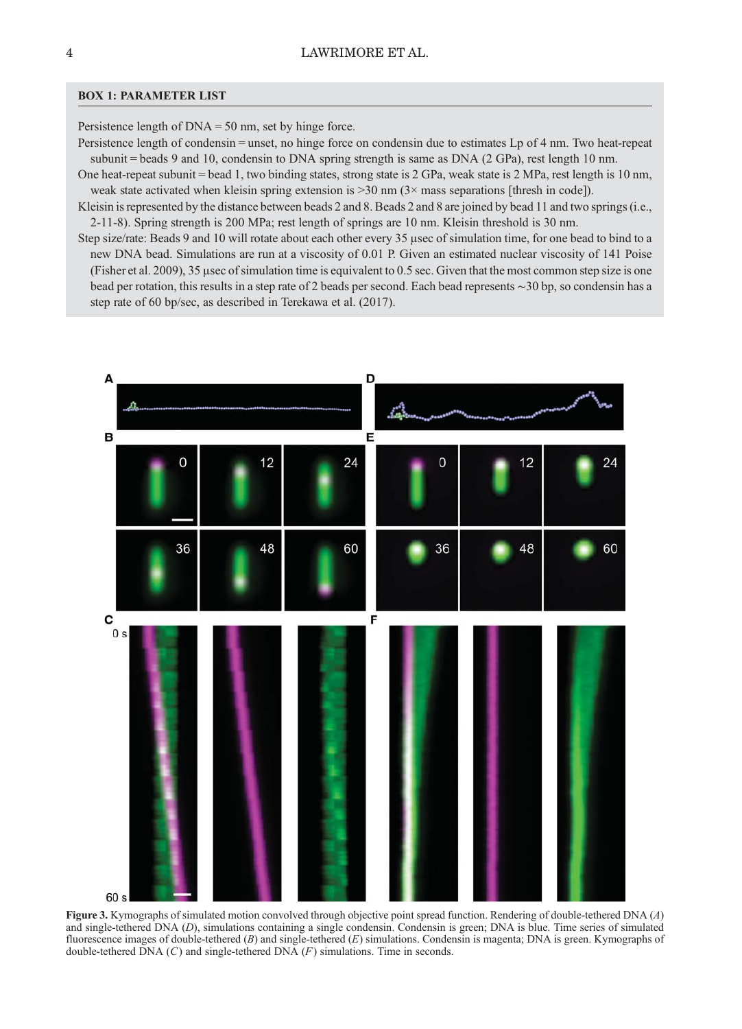### BOX 1: PARAMETER LIST

Persistence length of DNA = 50 nm, set by hinge force.

Persistence length of condensin = unset, no hinge force on condensin due to estimates Lp of 4 nm. Two heat-repeat subunit = beads 9 and 10, condensin to DNA spring strength is same as DNA (2 GPa), rest length 10 nm.

One heat-repeat subunit = bead 1, two binding states, strong state is 2 GPa, weak state is 2 MPa, rest length is 10 nm, weak state activated when kleisin spring extension is >30 nm (3× mass separations [thresh in code]).

Kleisin is represented by the distance between beads 2 and 8. Beads 2 and 8 are joined by bead 11 and two springs (i.e., 2-11-8). Spring strength is 200 MPa; rest length of springs are 10 nm. Kleisin threshold is 30 nm.

Step size/rate: Beads 9 and 10 will rotate about each other every 35 µsec of simulation time, for one bead to bind to a new DNA bead. Simulations are run at a viscosity of 0.01 P. Given an estimated nuclear viscosity of 141 Poise (Fisher et al. 2009), 35 µsec of simulation time is equivalent to 0.5 sec. Given that the most common step size is one bead per rotation, this results in a step rate of 2 beads per second. Each bead represents ~30 bp, so condensin has a step rate of 60 bp/sec, as described in Terekawa et al. (2017).

**Figure 3.** Kymographs of simulated motion convolved through objective point spread function. Rendering of double-tethered DNA (*A*) and single-tethered DNA (*D*), simulations containing a single condensin. Condensin is green; DNA is blue. Time series of simulated fluorescence images of double-tethered (*B*) and single-tethered (*E*) simulations. Condensin is magenta; DNA is green. Kymographs of double-tethered DNA (*C*) and single-tethered DNA (*F*) simulations. Time in seconds.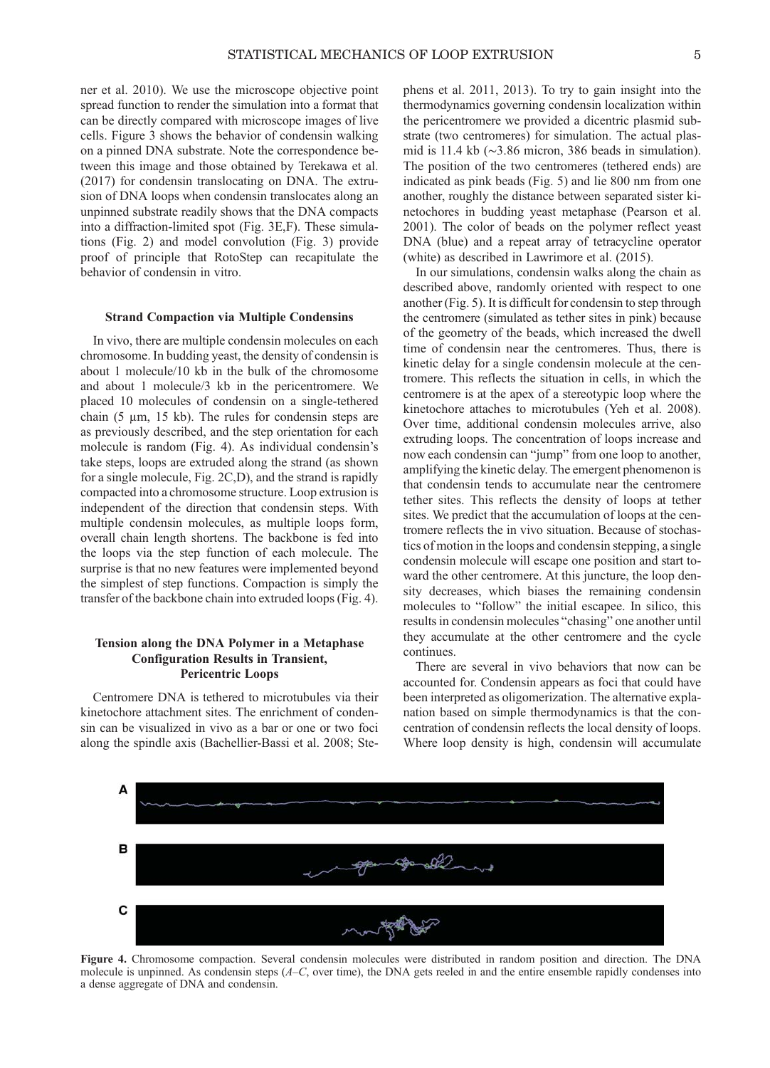ner et al. 2010). We use the microscope objective point spread function to render the simulation into a format that can be directly compared with microscope images of live cells. Figure 3 shows the behavior of condensin walking on a pinned DNA substrate. Note the correspondence between this image and those obtained by Terekawa et al. (2017) for condensin translocating on DNA. The extrusion of DNA loops when condensin translocates along an unpinned substrate readily shows that the DNA compacts into a diffraction-limited spot (Fig. 3E,F). These simulations (Fig. 2) and model convolution (Fig. 3) provide proof of principle that RotoStep can recapitulate the behavior of condensin in vitro.

### Strand Compaction via Multiple Condensins

In vivo, there are multiple condensin molecules on each chromosome. In budding yeast, the density of condensin is about 1 molecule/10 kb in the bulk of the chromosome and about 1 molecule/3 kb in the pericentromere. We placed 10 molecules of condensin on a single-tethered chain (5 µm, 15 kb). The rules for condensin steps are as previously described, and the step orientation for each molecule is random (Fig. 4). As individual condensin's take steps, loops are extruded along the strand (as shown for a single molecule, Fig. 2C,D), and the strand is rapidly compacted into a chromosome structure. Loop extrusion is independent of the direction that condensin steps. With multiple condensin molecules, as multiple loops form, overall chain length shortens. The backbone is fed into the loops via the step function of each molecule. The surprise is that no new features were implemented beyond the simplest of step functions. Compaction is simply the transfer of the backbone chain into extruded loops (Fig. 4).

### Tension along the DNA Polymer in a Metaphase Configuration Results in Transient, Pericentric Loops

Centromere DNA is tethered to microtubules via their kinetochore attachment sites. The enrichment of condensin can be visualized in vivo as a bar or one or two foci along the spindle axis (Bachellier-Bassi et al. 2008; Stephens et al. 2011, 2013). To try to gain insight into the thermodynamics governing condensin localization within the pericentromere we provided a dicentric plasmid substrate (two centromeres) for simulation. The actual plasmid is 11.4 kb (~3.86 micron, 386 beads in simulation). The position of the two centromeres (tethered ends) are indicated as pink beads (Fig. 5) and lie 800 nm from one another, roughly the distance between separated sister kinetochores in budding yeast metaphase (Pearson et al. 2001). The color of beads on the polymer reflect yeast DNA (blue) and a repeat array of tetracycline operator (white) as described in Lawrimore et al. (2015).

In our simulations, condensin walks along the chain as described above, randomly oriented with respect to one another (Fig. 5). It is difficult for condensin to step through the centromere (simulated as tether sites in pink) because of the geometry of the beads, which increased the dwell time of condensin near the centromeres. Thus, there is kinetic delay for a single condensin molecule at the centromere. This reflects the situation in cells, in which the centromere is at the apex of a stereotypic loop where the kinetochore attaches to microtubules (Yeh et al. 2008). Over time, additional condensin molecules arrive, also extruding loops. The concentration of loops increase and now each condensin can "jump" from one loop to another, amplifying the kinetic delay. The emergent phenomenon is that condensin tends to accumulate near the centromere tether sites. This reflects the density of loops at tether sites. We predict that the accumulation of loops at the centromere reflects the in vivo situation. Because of stochastics of motion in the loops and condensin stepping, a single condensin molecule will escape one position and start toward the other centromere. At this juncture, the loop density decreases, which biases the remaining condensin molecules to "follow" the initial escapee. In silico, this results in condensin molecules "chasing" one another until they accumulate at the other centromere and the cycle continues.

There are several in vivo behaviors that now can be accounted for. Condensin appears as foci that could have been interpreted as oligomerization. The alternative explanation based on simple thermodynamics is that the concentration of condensin reflects the local density of loops. Where loop density is high, condensin will accumulate

A

B

C

**Figure 4.** Chromosome compaction. Several condensin molecules were distributed in random position and direction. The DNA molecule is unpinned. As condensin steps (*A–C*, over time), the DNA gets reeled in and the entire ensemble rapidly condenses into a dense aggregate of DNA and condensin.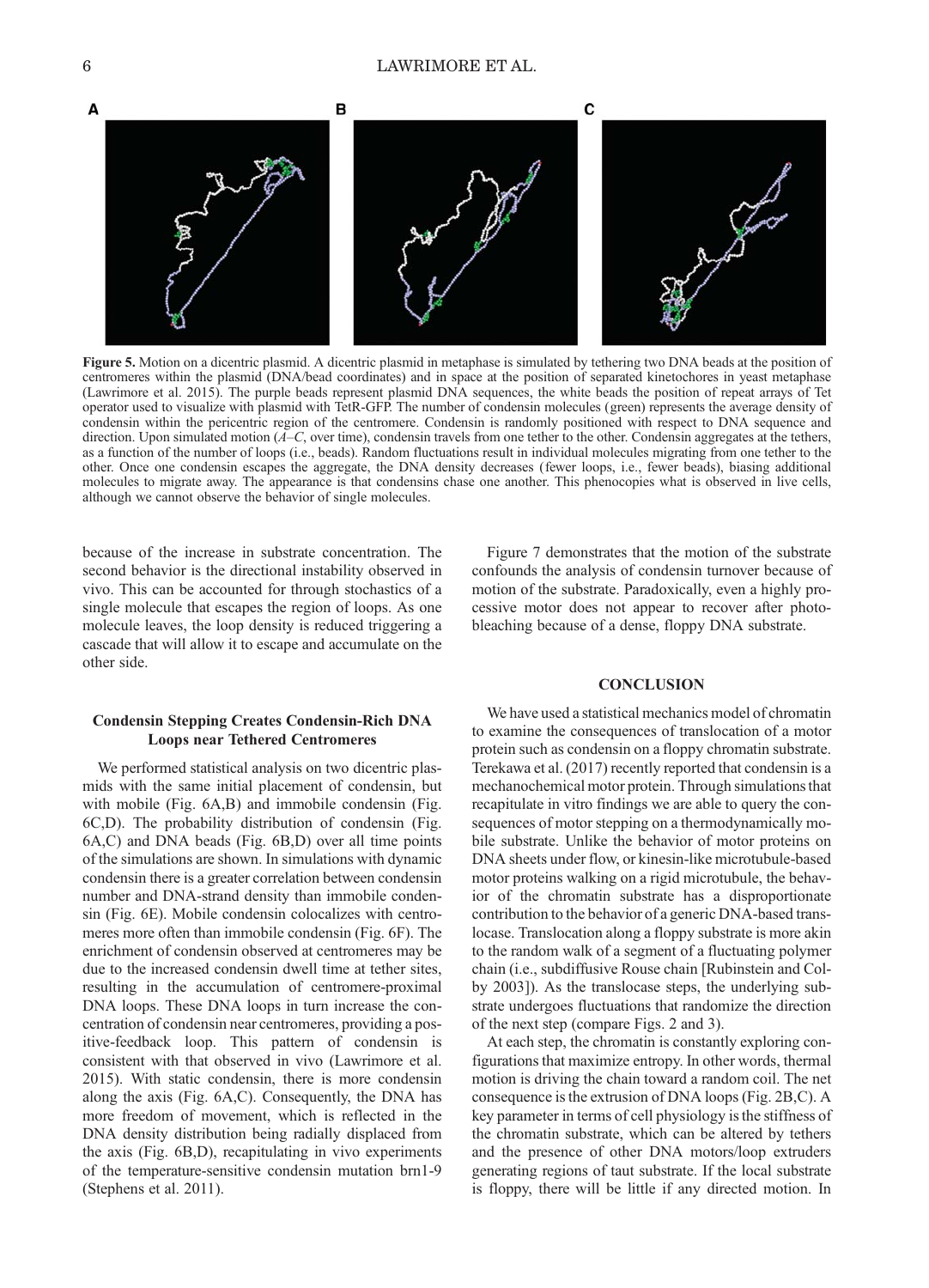**Figure 5.** Motion on a dicentric plasmid. A dicentric plasmid in metaphase is simulated by tethering two DNA beads at the position of centromeres within the plasmid (DNA/bead coordinates) and in space at the position of separated kinetochores in yeast metaphase (Lawrimore et al. 2015). The purple beads represent plasmid DNA sequences, the white beads the position of repeat arrays of Tet operator used to visualize with plasmid with TetR-GFP. The number of condensin molecules (green) represents the average density of condensin within the pericentric region of the centromere. Condensin is randomly positioned with respect to DNA sequence and direction. Upon simulated motion (*A–C*, over time), condensin travels from one tether to the other. Condensin aggregates at the tethers, as a function of the number of loops (i.e., beads). Random fluctuations result in individual molecules migrating from one tether to the other. Once one condensin escapes the aggregate, the DNA density decreases (fewer loops, i.e., fewer beads), biasing additional molecules to migrate away. The appearance is that condensins chase one another. This phenocopies what is observed in live cells, although we cannot observe the behavior of single molecules.

because of the increase in substrate concentration. The second behavior is the directional instability observed in vivo. This can be accounted for through stochastics of a single molecule that escapes the region of loops. As one molecule leaves, the loop density is reduced triggering a cascade that will allow it to escape and accumulate on the other side.

### Condensin Stepping Creates Condensin-Rich DNA Loops near Tethered Centromeres

We performed statistical analysis on two dicentric plasmids with the same initial placement of condensin, but with mobile (Fig. 6A,B) and immobile condensin (Fig. 6C,D). The probability distribution of condensin (Fig. 6A,C) and DNA beads (Fig. 6B,D) over all time points of the simulations are shown. In simulations with dynamic condensin there is a greater correlation between condensin number and DNA-strand density than immobile condensin (Fig. 6E). Mobile condensin colocalizes with centromeres more often than immobile condensin (Fig. 6F). The enrichment of condensin observed at centromeres may be due to the increased condensin dwell time at tether sites, resulting in the accumulation of centromere-proximal DNA loops. These DNA loops in turn increase the concentration of condensin near centromeres, providing a positive-feedback loop. This pattern of condensin is consistent with that observed in vivo (Lawrimore et al. 2015). With static condensin, there is more condensin along the axis (Fig. 6A,C). Consequently, the DNA has more freedom of movement, which is reflected in the DNA density distribution being radially displaced from the axis (Fig. 6B,D), recapitulating in vivo experiments of the temperature-sensitive condensin mutation brn1-9 (Stephens et al. 2011).

Figure 7 demonstrates that the motion of the substrate confounds the analysis of condensin turnover because of motion of the substrate. Paradoxically, even a highly processive motor does not appear to recover after photobleaching because of a dense, floppy DNA substrate.

## CONCLUSION

We have used a statistical mechanics model of chromatin to examine the consequences of translocation of a motor protein such as condensin on a floppy chromatin substrate. Terekawa et al. (2017) recently reported that condensin is a mechanochemical motor protein. Through simulations that recapitulate in vitro findings we are able to query the consequences of motor stepping on a thermodynamically mobile substrate. Unlike the behavior of motor proteins on DNA sheets under flow, or kinesin-like microtubule-based motor proteins walking on a rigid microtubule, the behavior of the chromatin substrate has a disproportionate contribution to the behavior of a generic DNA-based translocase. Translocation along a floppy substrate is more akin to the random walk of a segment of a fluctuating polymer chain (i.e., subdiffusive Rouse chain [Rubinstein and Colby 2003]). As the translocase steps, the underlying substrate undergoes fluctuations that randomize the direction of the next step (compare Figs. 2 and 3).

At each step, the chromatin is constantly exploring configurations that maximize entropy. In other words, thermal motion is driving the chain toward a random coil. The net consequence is the extrusion of DNA loops (Fig. 2B,C). A key parameter in terms of cell physiology is the stiffness of the chromatin substrate, which can be altered by tethers and the presence of other DNA motors/loop extruders generating regions of taut substrate. If the local substrate is floppy, there will be little if any directed motion. In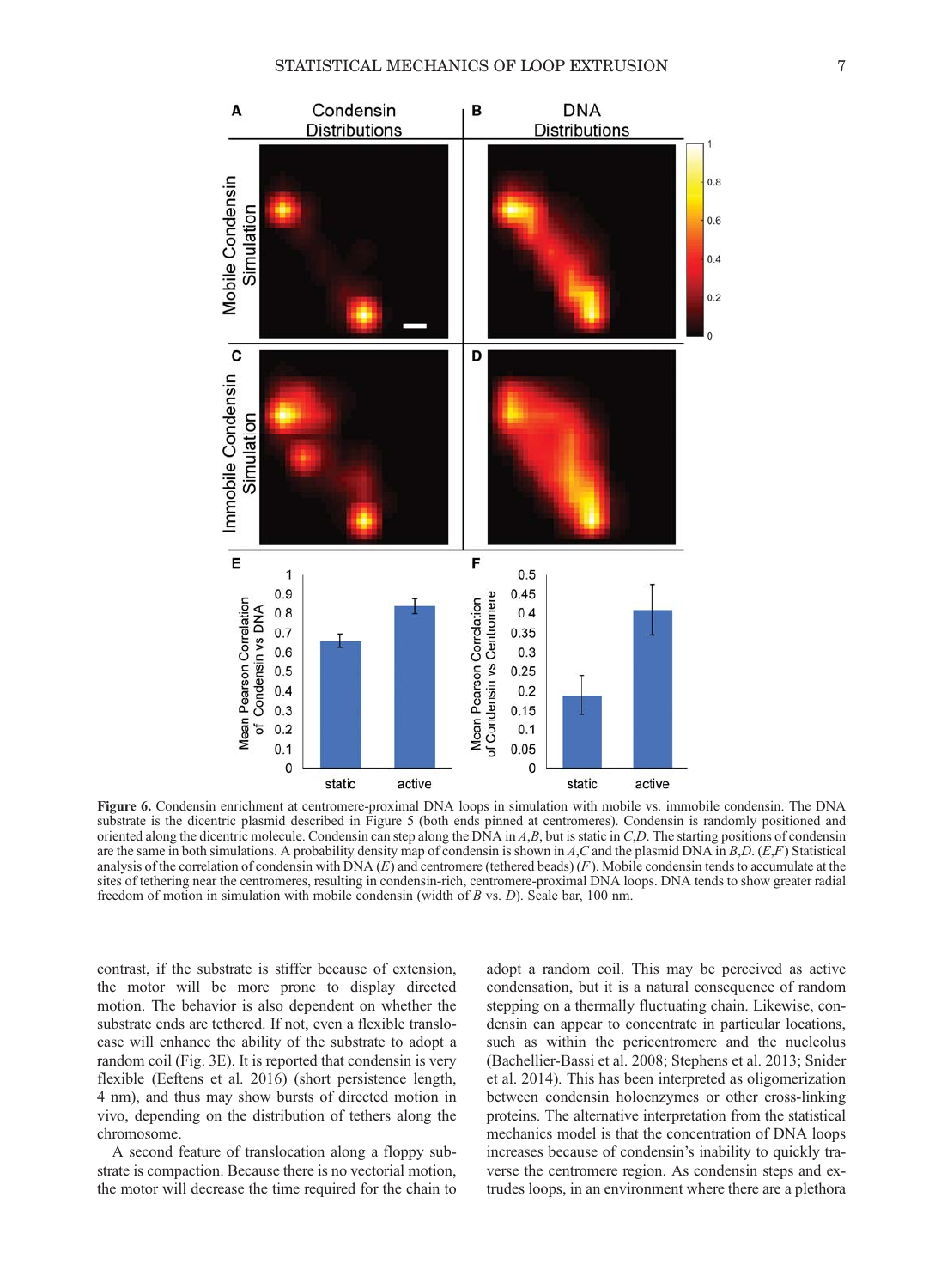**Figure 6.** Condensin enrichment at centromere-proximal DNA loops in simulation with mobile vs. immobile condensin. The DNA substrate is the dicentric plasmid described in Figure 5 (both ends pinned at centromeres). Condensin is randomly positioned and oriented along the dicentric molecule. Condensin can step along the DNA in *A*,*B*, but is static in *C*,*D*. The starting positions of condensin are the same in both simulations. A probability density map of condensin is shown in *A*,*C* and the plasmid DNA in *B*,*D*. (*E*,*F*) Statistical analysis of the correlation of condensin with DNA (*E*) and centromere (tethered beads) (*F*). Mobile condensin tends to accumulate at the sites of tethering near the centromeres, resulting in condensin-rich, centromere-proximal DNA loops. DNA tends to show greater radial freedom of motion in simulation with mobile condensin (width of *B* vs. *D*). Scale bar, 100 nm.

contrast, if the substrate is stiffer because of extension, the motor will be more prone to display directed motion. The behavior is also dependent on whether the substrate ends are tethered. If not, even a flexible translocase will enhance the ability of the substrate to adopt a random coil (Fig. 3E). It is reported that condensin is very flexible (Eeftens et al. 2016) (short persistence length, 4 nm), and thus may show bursts of directed motion in vivo, depending on the distribution of tethers along the chromosome.

A second feature of translocation along a floppy substrate is compaction. Because there is no vectorial motion, the motor will decrease the time required for the chain to adopt a random coil. This may be perceived as active condensation, but it is a natural consequence of random stepping on a thermally fluctuating chain. Likewise, condensin can appear to concentrate in particular locations, such as within the pericentromere and the nucleolus (Bachellier-Bassi et al. 2008; Stephens et al. 2013; Snider et al. 2014). This has been interpreted as oligomerization between condensin holoenzymes or other cross-linking proteins. The alternative interpretation from the statistical mechanics model is that the concentration of DNA loops increases because of condensin's inability to quickly traverse the centromere region. As condensin steps and extrudes loops, in an environment where there are a plethora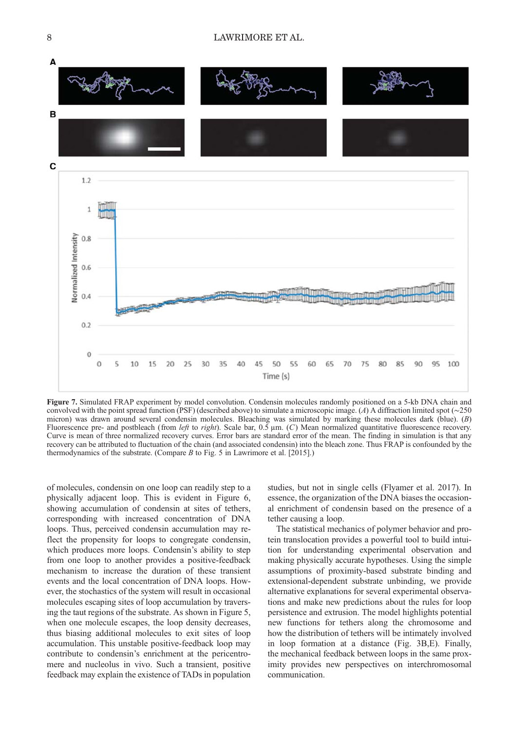A

B

C

1.2

1

0.8

0.6

0.4

0.2

0

Normalized Intensity

0 5 10 15 20 25 30 35 40 45 50 55 60 65 70 75 80 85 90 95 100

Time (s)

**Figure 7.** Simulated FRAP experiment by model convolution. Condensin molecules randomly positioned on a 5-kb DNA chain and convolved with the point spread function (PSF) (described above) to simulate a microscopic image. (*A*) A diffraction limited spot (~250 micron) was drawn around several condensin molecules. Bleaching was simulated by marking these molecules dark (blue). (*B*) Fluorescence pre- and postbleach (from *left* to *right*). Scale bar, 0.5 µm. (*C*) Mean normalized quantitative fluorescence recovery. Curve is mean of three normalized recovery curves. Error bars are standard error of the mean. The finding in simulation is that any recovery can be attributed to fluctuation of the chain (and associated condensin) into the bleach zone. Thus FRAP is confounded by the thermodynamics of the substrate. (Compare *B* to Fig. 5 in Lawrimore et al. [2015].)

of molecules, condensin on one loop can readily step to a physically adjacent loop. This is evident in Figure 6, showing accumulation of condensin at sites of tethers, corresponding with increased concentration of DNA loops. Thus, perceived condensin accumulation may reflect the propensity for loops to congregate condensin, which produces more loops. Condensin's ability to step from one loop to another provides a positive-feedback mechanism to increase the duration of these transient events and the local concentration of DNA loops. However, the stochastics of the system will result in occasional molecules escaping sites of loop accumulation by traversing the taut regions of the substrate. As shown in Figure 5, when one molecule escapes, the loop density decreases, thus biasing additional molecules to exit sites of loop accumulation. This unstable positive-feedback loop may contribute to condensin's enrichment at the pericentromere and nucleolus in vivo. Such a transient, positive feedback may explain the existence of TADs in population studies, but not in single cells (Flyamer et al. 2017). In essence, the organization of the DNA biases the occasional enrichment of condensin based on the presence of a tether causing a loop.

The statistical mechanics of polymer behavior and protein translocation provides a powerful tool to build intuition for understanding experimental observation and making physically accurate hypotheses. Using the simple assumptions of proximity-based substrate binding and extensional-dependent substrate unbinding, we provide alternative explanations for several experimental observations and make new predictions about the rules for loop persistence and extrusion. The model highlights potential new functions for tethers along the chromosome and how the distribution of tethers will be intimately involved in loop formation at a distance (Fig. 3B,E). Finally, the mechanical feedback between loops in the same proximity provides new perspectives on interchromosomal communication.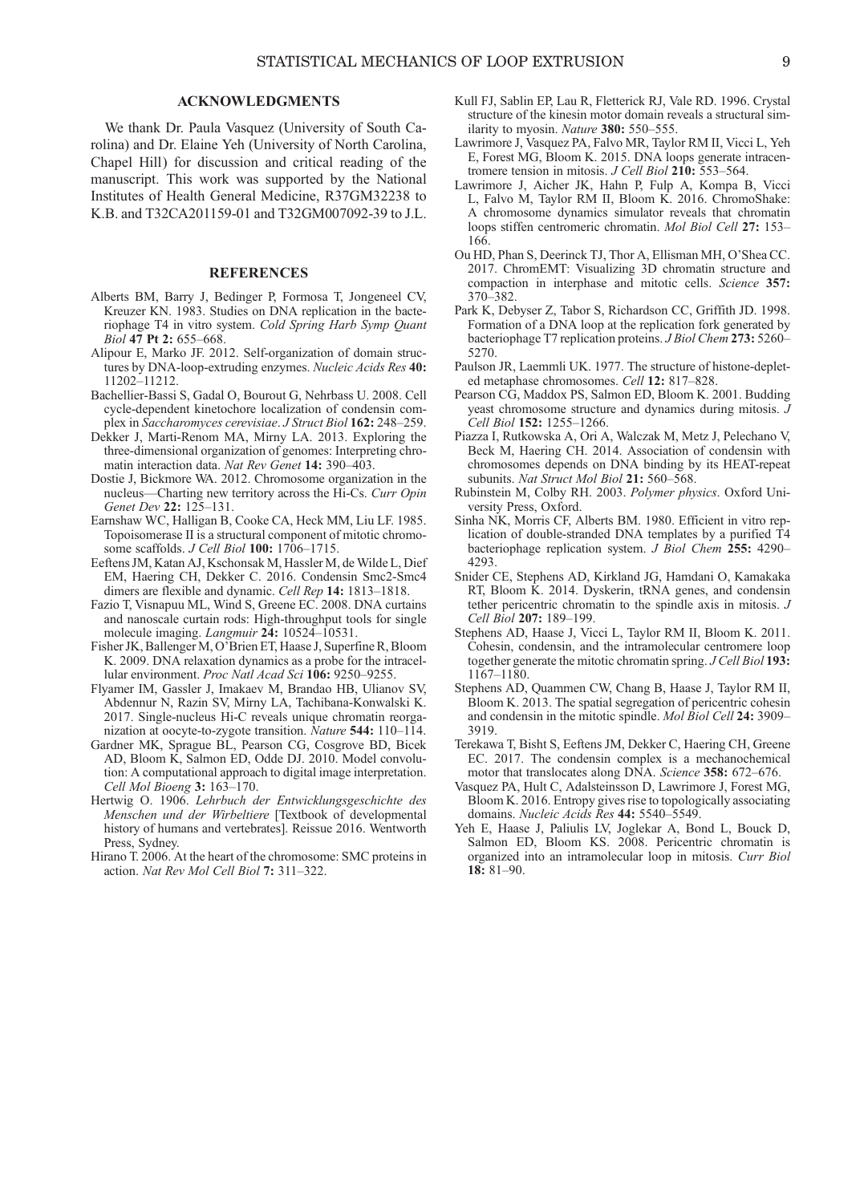## ACKNOWLEDGMENTS

We thank Dr. Paula Vasquez (University of South Carolina) and Dr. Elaine Yeh (University of North Carolina, Chapel Hill) for discussion and critical reading of the manuscript. This work was supported by the National Institutes of Health General Medicine, R37GM32238 to K.B. and T32CA201159-01 and T32GM007092-39 to J.L.

## REFERENCES

Alberts BM, Barry J, Bedinger P, Formosa T, Jongeneel CV, Kreuzer KN. 1983. Studies on DNA replication in the bacteriophage T4 in vitro system. *Cold Spring Harb Symp Quant Biol* **47 Pt 2:** 655–668.

Alipour E, Marko JF. 2012. Self-organization of domain structures by DNA-loop-extruding enzymes. *Nucleic Acids Res* **40:** 11202–11212.

Bachellier-Bassi S, Gadal O, Bourout G, Nehrbass U. 2008. Cell cycle-dependent kinetochore localization of condensin complex in *Saccharomyces cerevisiae*. *J Struct Biol* **162:** 248–259.

Dekker J, Marti-Renom MA, Mirny LA. 2013. Exploring the three-dimensional organization of genomes: Interpreting chromatin interaction data. *Nat Rev Genet* **14:** 390–403.

Dostie J, Bickmore WA. 2012. Chromosome organization in the nucleus—Charting new territory across the Hi-Cs. *Curr Opin Genet Dev* **22:** 125–131.

Earnshaw WC, Halligan B, Cooke CA, Heck MM, Liu LF. 1985. Topoisomerase II is a structural component of mitotic chromosome scaffolds. *J Cell Biol* **100:** 1706–1715.

Eeftens JM, Katan AJ, Kschonsak M, Hassler M, de Wilde L, Dief EM, Haering CH, Dekker C. 2016. Condensin Smc2-Smc4 dimers are flexible and dynamic. *Cell Rep* **14:** 1813–1818.

Fazio T, Visnapuu ML, Wind S, Greene EC. 2008. DNA curtains and nanoscale curtain rods: High-throughput tools for single molecule imaging. *Langmuir* **24:** 10524–10531.

Fisher JK, Ballenger M, O'Brien ET, Haase J, Superfine R, Bloom K. 2009. DNA relaxation dynamics as a probe for the intracellular environment. *Proc Natl Acad Sci* **106:** 9250–9255.

Flyamer IM, Gassler J, Imakaev M, Brandao HB, Ulianov SV, Abdennur N, Razin SV, Mirny LA, Tachibana-Konwalski K. 2017. Single-nucleus Hi-C reveals unique chromatin reorganization at oocyte-to-zygote transition. *Nature* **544:** 110–114.

Gardner MK, Sprague BL, Pearson CG, Cosgrove BD, Bicek AD, Bloom K, Salmon ED, Odde DJ. 2010. Model convolution: A computational approach to digital image interpretation. *Cell Mol Bioeng* **3:** 163–170.

Hertwig O. 1906. *Lehrbuch der Entwicklungsgeschichte des Menschen und der Wirbeltiere* [Textbook of developmental history of humans and vertebrates]. Reissue 2016. Wentworth Press, Sydney.

Hirano T. 2006. At the heart of the chromosome: SMC proteins in action. *Nat Rev Mol Cell Biol* **7:** 311–322.

Kull FJ, Sablin EP, Lau R, Fletterick RJ, Vale RD. 1996. Crystal structure of the kinesin motor domain reveals a structural similarity to myosin. *Nature* **380:** 550–555.

Lawrimore J, Vasquez PA, Falvo MR, Taylor RM II, Vicci L, Yeh E, Forest MG, Bloom K. 2015. DNA loops generate intracentromere tension in mitosis. *J Cell Biol* **210:** 553–564.

Lawrimore J, Aicher JK, Hahn P, Fulp A, Kompa B, Vicci L, Falvo M, Taylor RM II, Bloom K. 2016. ChromoShake: A chromosome dynamics simulator reveals that chromatin loops stiffen centromeric chromatin. *Mol Biol Cell* **27:** 153–166.

Ou HD, Phan S, Deerinck TJ, Thor A, Ellisman MH, O'Shea CC. 2017. ChromEMT: Visualizing 3D chromatin structure and compaction in interphase and mitotic cells. *Science* **357:** 370–382.

Park K, Debyser Z, Tabor S, Richardson CC, Griffith JD. 1998. Formation of a DNA loop at the replication fork generated by bacteriophage T7 replication proteins. *J Biol Chem* **273:** 5260–5270.

Paulson JR, Laemmli UK. 1977. The structure of histone-depleted metaphase chromosomes. *Cell* **12:** 817–828.

Pearson CG, Maddox PS, Salmon ED, Bloom K. 2001. Budding yeast chromosome structure and dynamics during mitosis. *J Cell Biol* **152:** 1255–1266.

Piazza I, Rutkowska A, Ori A, Walczak M, Metz J, Pelechano V, Beck M, Haering CH. 2014. Association of condensin with chromosomes depends on DNA binding by its HEAT-repeat subunits. *Nat Struct Mol Biol* **21:** 560–568.

Rubinstein M, Colby RH. 2003. *Polymer physics*. Oxford University Press, Oxford.

Sinha NK, Morris CF, Alberts BM. 1980. Efficient in vitro replication of double-stranded DNA templates by a purified T4 bacteriophage replication system. *J Biol Chem* **255:** 4290–4293.

Snider CE, Stephens AD, Kirkland JG, Hamdani O, Kamakaka RT, Bloom K. 2014. Dyskerin, tRNA genes, and condensin tether pericentric chromatin to the spindle axis in mitosis. *J Cell Biol* **207:** 189–199.

Stephens AD, Haase J, Vicci L, Taylor RM II, Bloom K. 2011. Cohesin, condensin, and the intramolecular centromere loop together generate the mitotic chromatin spring. *J Cell Biol* **193:** 1167–1180.

Stephens AD, Quammen CW, Chang B, Haase J, Taylor RM II, Bloom K. 2013. The spatial segregation of pericentric cohesin and condensin in the mitotic spindle. *Mol Biol Cell* **24:** 3909–3919.

Terekawa T, Bisht S, Eeftens JM, Dekker C, Haering CH, Greene EC. 2017. The condensin complex is a mechanochemical motor that translocates along DNA. *Science* **358:** 672–676.

Vasquez PA, Hult C, Adalsteinsson D, Lawrimore J, Forest MG, Bloom K. 2016. Entropy gives rise to topologically associating domains. *Nucleic Acids Res* **44:** 5540–5549.

Yeh E, Haase J, Paliulis LV, Joglekar A, Bond L, Bouck D, Salmon ED, Bloom KS. 2008. Pericentric chromatin is organized into an intramolecular loop in mitosis. *Curr Biol* **18:** 81–90.